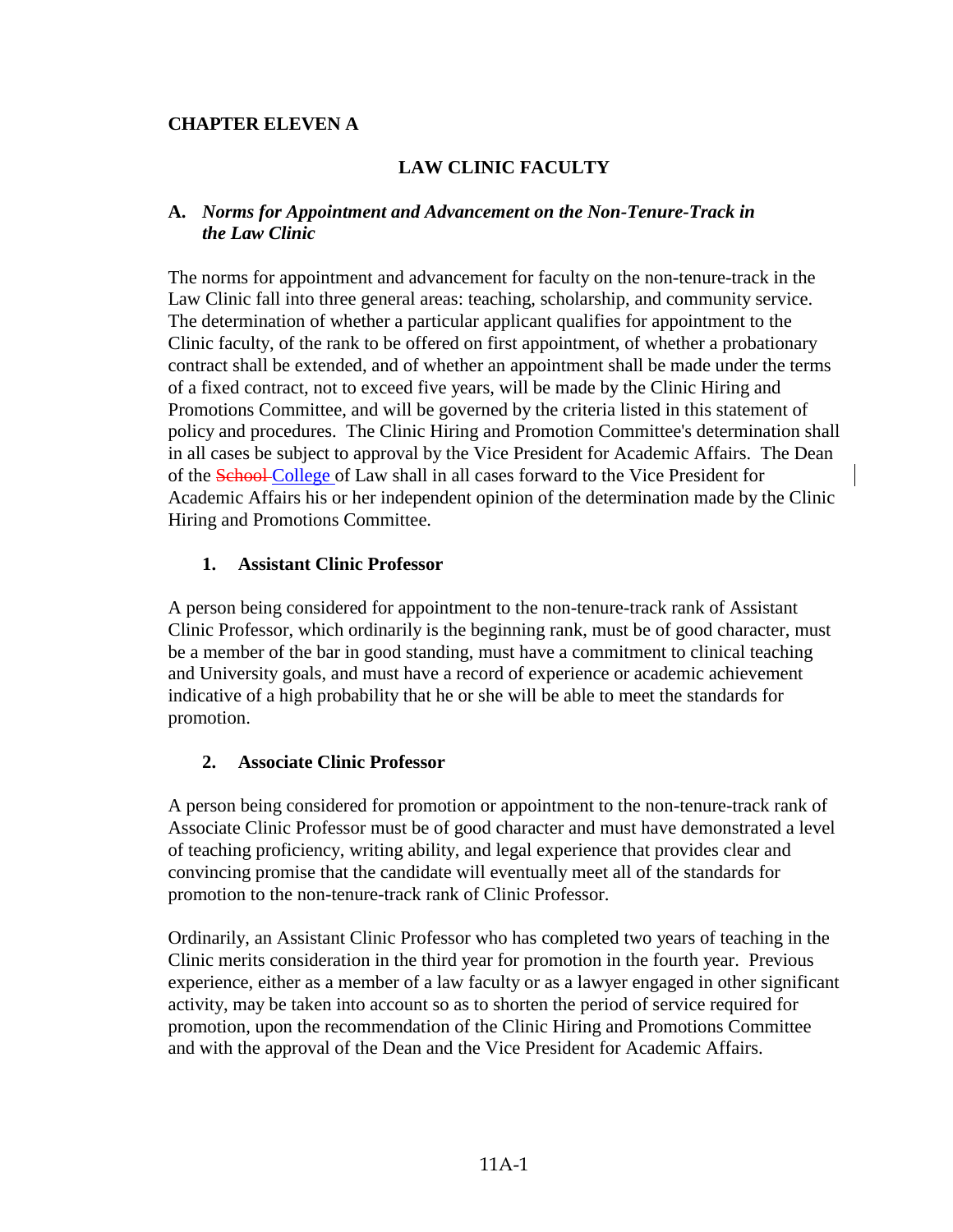# CHAPTER ELEVEN A

## LAW CLINIC FACULTY

### A. *Norms for Appointment and Advancement on the Non-Tenure-Track in the Law Clinic*

The norms for appointment and advancement for faculty on the non-tenure-track in the Law Clinic fall into three general areas: teaching, scholarship, and community service. The determination of whether a particular applicant qualifies for appointment to the Clinic faculty, of the rank to be offered on first appointment, of whether a probationary contract shall be extended, and of whether an appointment shall be made under the terms of a fixed contract, not to exceed five years, will be made by the Clinic Hiring and Promotions Committee, and will be governed by the criteria listed in this statement of policy and procedures. The Clinic Hiring and Promotion Committee's determination shall in all cases be subject to approval by the Vice President for Academic Affairs. The Dean of the ~~School~~ College of Law shall in all cases forward to the Vice President for Academic Affairs his or her independent opinion of the determination made by the Clinic Hiring and Promotions Committee.

#### 1. Assistant Clinic Professor

A person being considered for appointment to the non-tenure-track rank of Assistant Clinic Professor, which ordinarily is the beginning rank, must be of good character, must be a member of the bar in good standing, must have a commitment to clinical teaching and University goals, and must have a record of experience or academic achievement indicative of a high probability that he or she will be able to meet the standards for promotion.

#### 2. Associate Clinic Professor

A person being considered for promotion or appointment to the non-tenure-track rank of Associate Clinic Professor must be of good character and must have demonstrated a level of teaching proficiency, writing ability, and legal experience that provides clear and convincing promise that the candidate will eventually meet all of the standards for promotion to the non-tenure-track rank of Clinic Professor.

Ordinarily, an Assistant Clinic Professor who has completed two years of teaching in the Clinic merits consideration in the third year for promotion in the fourth year. Previous experience, either as a member of a law faculty or as a lawyer engaged in other significant activity, may be taken into account so as to shorten the period of service required for promotion, upon the recommendation of the Clinic Hiring and Promotions Committee and with the approval of the Dean and the Vice President for Academic Affairs.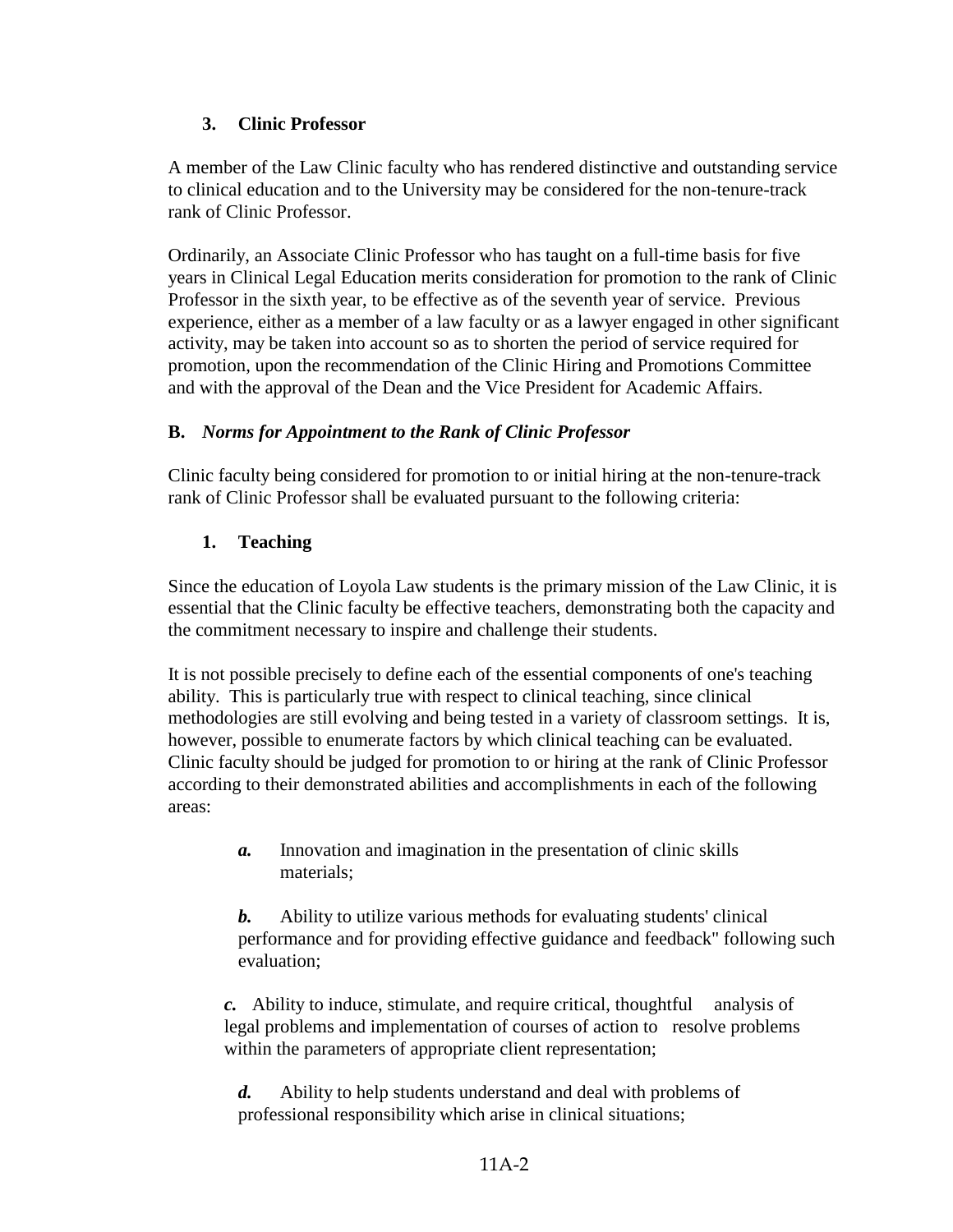### 3. Clinic Professor

A member of the Law Clinic faculty who has rendered distinctive and outstanding service to clinical education and to the University may be considered for the non-tenure-track rank of Clinic Professor.

Ordinarily, an Associate Clinic Professor who has taught on a full-time basis for five years in Clinical Legal Education merits consideration for promotion to the rank of Clinic Professor in the sixth year, to be effective as of the seventh year of service. Previous experience, either as a member of a law faculty or as a lawyer engaged in other significant activity, may be taken into account so as to shorten the period of service required for promotion, upon the recommendation of the Clinic Hiring and Promotions Committee and with the approval of the Dean and the Vice President for Academic Affairs.

## B. *Norms for Appointment to the Rank of Clinic Professor*

Clinic faculty being considered for promotion to or initial hiring at the non-tenure-track rank of Clinic Professor shall be evaluated pursuant to the following criteria:

### 1. Teaching

Since the education of Loyola Law students is the primary mission of the Law Clinic, it is essential that the Clinic faculty be effective teachers, demonstrating both the capacity and the commitment necessary to inspire and challenge their students.

It is not possible precisely to define each of the essential components of one's teaching ability. This is particularly true with respect to clinical teaching, since clinical methodologies are still evolving and being tested in a variety of classroom settings. It is, however, possible to enumerate factors by which clinical teaching can be evaluated. Clinic faculty should be judged for promotion to or hiring at the rank of Clinic Professor according to their demonstrated abilities and accomplishments in each of the following areas:

> ***a.*** Innovation and imagination in the presentation of clinic skills materials;
>
> ***b.*** Ability to utilize various methods for evaluating students' clinical performance and for providing effective guidance and feedback" following such evaluation;
>
> ***c.*** Ability to induce, stimulate, and require critical, thoughtful analysis of legal problems and implementation of courses of action to resolve problems within the parameters of appropriate client representation;
>
> ***d.*** Ability to help students understand and deal with problems of professional responsibility which arise in clinical situations;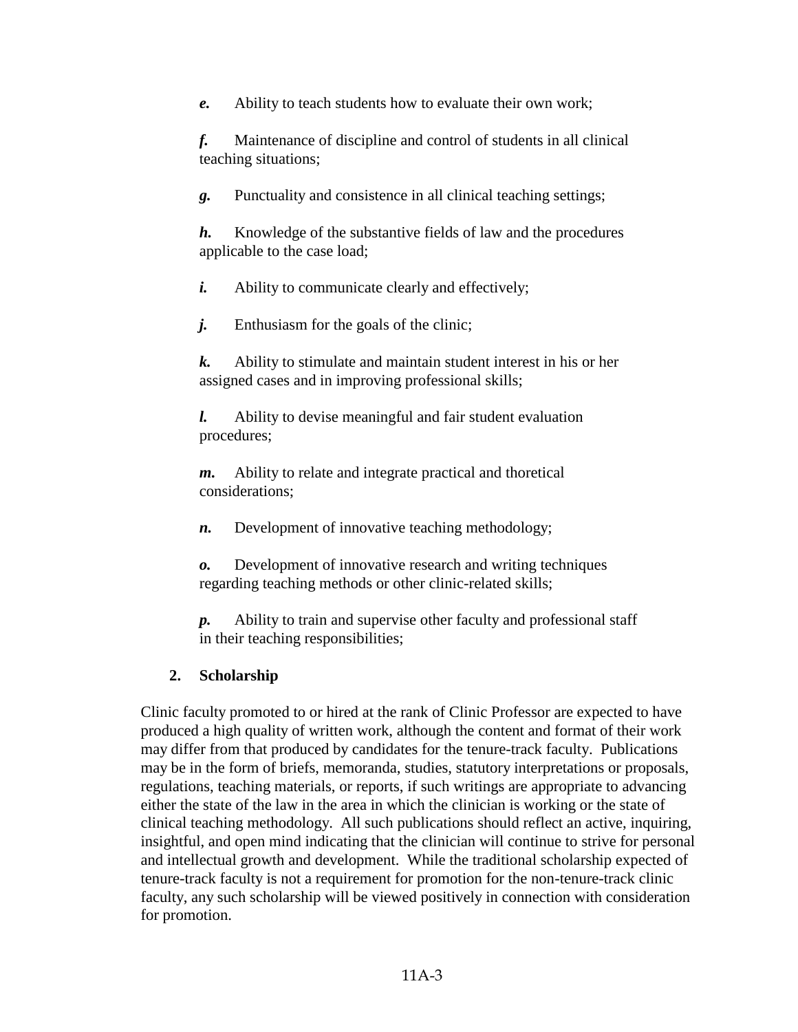***e.*** Ability to teach students how to evaluate their own work;

***f.*** Maintenance of discipline and control of students in all clinical teaching situations;

***g.*** Punctuality and consistence in all clinical teaching settings;

***h.*** Knowledge of the substantive fields of law and the procedures applicable to the case load;

***i.*** Ability to communicate clearly and effectively;

***j.*** Enthusiasm for the goals of the clinic;

***k.*** Ability to stimulate and maintain student interest in his or her assigned cases and in improving professional skills;

***l.*** Ability to devise meaningful and fair student evaluation procedures;

***m.*** Ability to relate and integrate practical and thoretical considerations;

***n.*** Development of innovative teaching methodology;

***o.*** Development of innovative research and writing techniques regarding teaching methods or other clinic-related skills;

***p.*** Ability to train and supervise other faculty and professional staff in their teaching responsibilities;

**2. Scholarship**

Clinic faculty promoted to or hired at the rank of Clinic Professor are expected to have produced a high quality of written work, although the content and format of their work may differ from that produced by candidates for the tenure-track faculty. Publications may be in the form of briefs, memoranda, studies, statutory interpretations or proposals, regulations, teaching materials, or reports, if such writings are appropriate to advancing either the state of the law in the area in which the clinician is working or the state of clinical teaching methodology. All such publications should reflect an active, inquiring, insightful, and open mind indicating that the clinician will continue to strive for personal and intellectual growth and development. While the traditional scholarship expected of tenure-track faculty is not a requirement for promotion for the non-tenure-track clinic faculty, any such scholarship will be viewed positively in connection with consideration for promotion.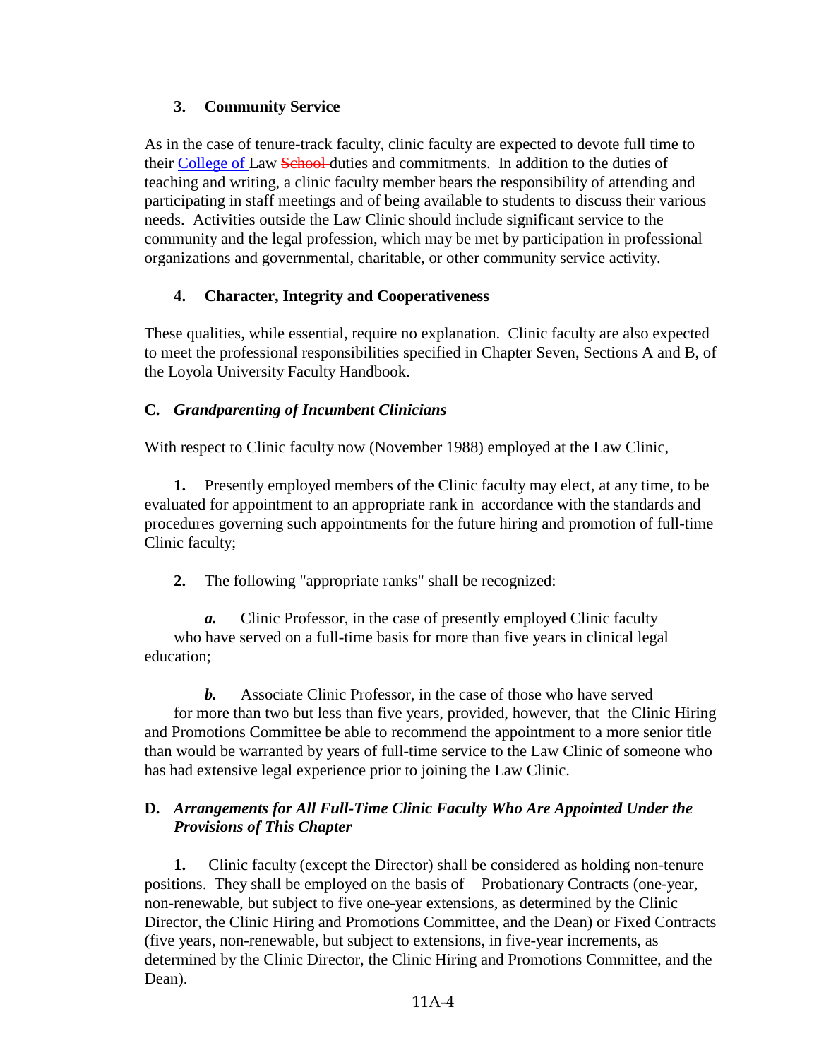### 3. Community Service

As in the case of tenure-track faculty, clinic faculty are expected to devote full time to their College of Law School duties and commitments. In addition to the duties of teaching and writing, a clinic faculty member bears the responsibility of attending and participating in staff meetings and of being available to students to discuss their various needs. Activities outside the Law Clinic should include significant service to the community and the legal profession, which may be met by participation in professional organizations and governmental, charitable, or other community service activity.

### 4. Character, Integrity and Cooperativeness

These qualities, while essential, require no explanation. Clinic faculty are also expected to meet the professional responsibilities specified in Chapter Seven, Sections A and B, of the Loyola University Faculty Handbook.

## C. *Grandparenting of Incumbent Clinicians*

With respect to Clinic faculty now (November 1988) employed at the Law Clinic,

**1.** Presently employed members of the Clinic faculty may elect, at any time, to be evaluated for appointment to an appropriate rank in accordance with the standards and procedures governing such appointments for the future hiring and promotion of full-time Clinic faculty;

**2.** The following "appropriate ranks" shall be recognized:

***a.*** Clinic Professor, in the case of presently employed Clinic faculty who have served on a full-time basis for more than five years in clinical legal education;

***b.*** Associate Clinic Professor, in the case of those who have served for more than two but less than five years, provided, however, that the Clinic Hiring and Promotions Committee be able to recommend the appointment to a more senior title than would be warranted by years of full-time service to the Law Clinic of someone who has had extensive legal experience prior to joining the Law Clinic.

## D. *Arrangements for All Full-Time Clinic Faculty Who Are Appointed Under the Provisions of This Chapter*

**1.** Clinic faculty (except the Director) shall be considered as holding non-tenure positions. They shall be employed on the basis of Probationary Contracts (one-year, non-renewable, but subject to five one-year extensions, as determined by the Clinic Director, the Clinic Hiring and Promotions Committee, and the Dean) or Fixed Contracts (five years, non-renewable, but subject to extensions, in five-year increments, as determined by the Clinic Director, the Clinic Hiring and Promotions Committee, and the Dean).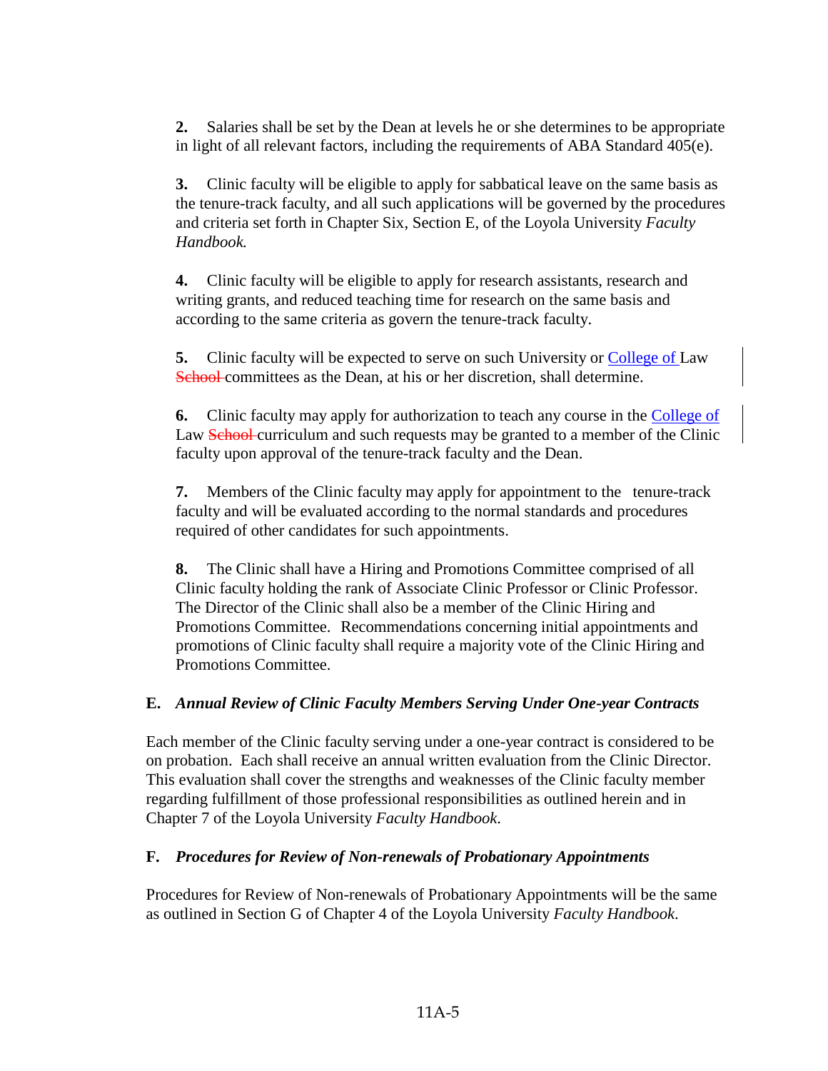**2.** Salaries shall be set by the Dean at levels he or she determines to be appropriate in light of all relevant factors, including the requirements of ABA Standard 405(e).

**3.** Clinic faculty will be eligible to apply for sabbatical leave on the same basis as the tenure-track faculty, and all such applications will be governed by the procedures and criteria set forth in Chapter Six, Section E, of the Loyola University *Faculty Handbook.*

**4.** Clinic faculty will be eligible to apply for research assistants, research and writing grants, and reduced teaching time for research on the same basis and according to the same criteria as govern the tenure-track faculty.

**5.** Clinic faculty will be expected to serve on such University or College of Law ~~School~~ committees as the Dean, at his or her discretion, shall determine.

**6.** Clinic faculty may apply for authorization to teach any course in the College of Law ~~School~~ curriculum and such requests may be granted to a member of the Clinic faculty upon approval of the tenure-track faculty and the Dean.

**7.** Members of the Clinic faculty may apply for appointment to the tenure-track faculty and will be evaluated according to the normal standards and procedures required of other candidates for such appointments.

**8.** The Clinic shall have a Hiring and Promotions Committee comprised of all Clinic faculty holding the rank of Associate Clinic Professor or Clinic Professor. The Director of the Clinic shall also be a member of the Clinic Hiring and Promotions Committee. Recommendations concerning initial appointments and promotions of Clinic faculty shall require a majority vote of the Clinic Hiring and Promotions Committee.

### E. *Annual Review of Clinic Faculty Members Serving Under One-year Contracts*

Each member of the Clinic faculty serving under a one-year contract is considered to be on probation. Each shall receive an annual written evaluation from the Clinic Director. This evaluation shall cover the strengths and weaknesses of the Clinic faculty member regarding fulfillment of those professional responsibilities as outlined herein and in Chapter 7 of the Loyola University *Faculty Handbook*.

### F. *Procedures for Review of Non-renewals of Probationary Appointments*

Procedures for Review of Non-renewals of Probationary Appointments will be the same as outlined in Section G of Chapter 4 of the Loyola University *Faculty Handbook*.